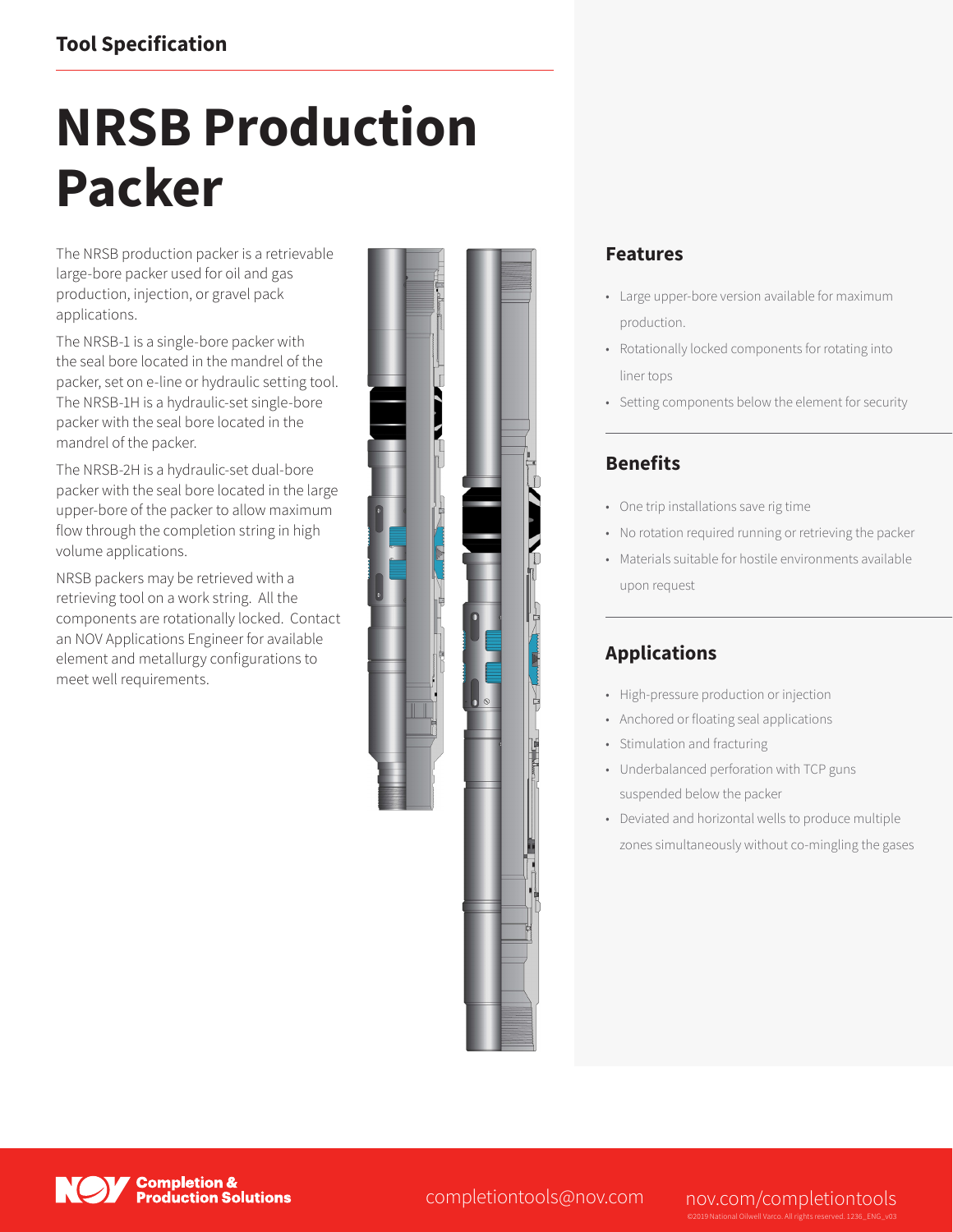Tool Specification

# NRSB Production Packer

The NRSB production packer is a retrievable large-bore packer used for oil and gas production, injection, or gravel pack applications.

The NRSB-1 is a single-bore packer with the seal bore located in the mandrel of the packer, set on e-line or hydraulic setting tool. The NRSB-1H is a hydraulic-set single-bore packer with the seal bore located in the mandrel of the packer.

The NRSB-2H is a hydraulic-set dual-bore packer with the seal bore located in the large upper-bore of the packer to allow maximum flow through the completion string in high volume applications.

NRSB packers may be retrieved with a retrieving tool on a work string. All the components are rotationally locked. Contact an NOV Applications Engineer for available element and metallurgy configurations to meet well requirements.

## Features

- Large upper-bore version available for maximum production.
- Rotationally locked components for rotating into liner tops
- Setting components below the element for security

## Benefits

- One trip installations save rig time
- No rotation required running or retrieving the packer
- Materials suitable for hostile environments available upon request

## Applications

- High-pressure production or injection
- Anchored or floating seal applications
- Stimulation and fracturing
- Underbalanced perforation with TCP guns suspended below the packer
- Deviated and horizontal wells to produce multiple zones simultaneously without co-mingling the gases

NOV Completion & Production Solutions

completiontools@nov.com

nov.com/completiontools

©2019 National Oilwell Varco. All rights reserved. 1236_ENG_v03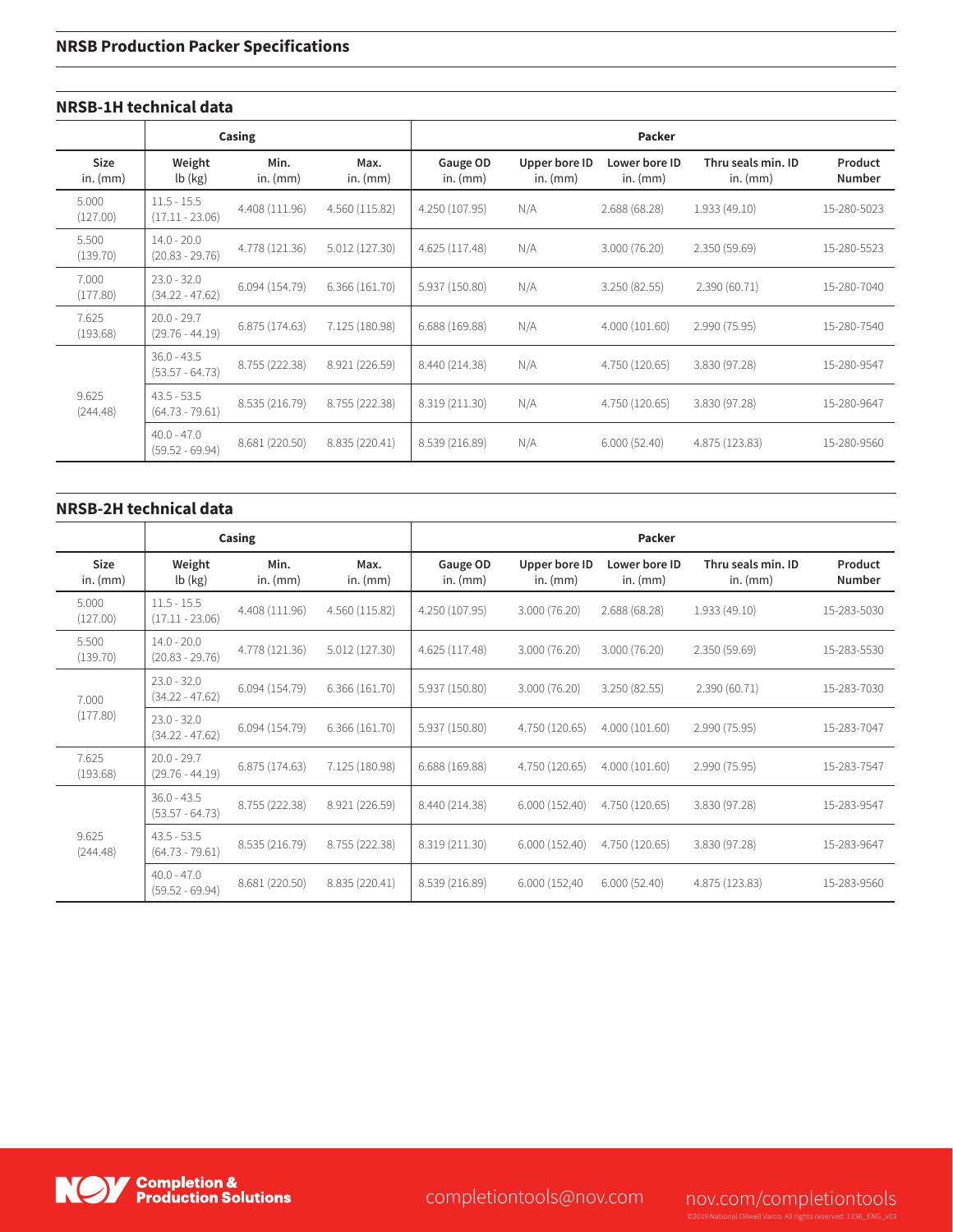## NRSB Production Packer Specifications

### NRSB-1H technical data

| | Casing | | | Packer | | | | |
|---|---|---|---|---|---|---|---|---|
| Size in. (mm) | Weight lb (kg) | Min. in. (mm) | Max. in. (mm) | Gauge OD in. (mm) | Upper bore ID in. (mm) | Lower bore ID in. (mm) | Thru seals min. ID in. (mm) | Product Number |
| 5.000 (127.00) | 11.5 - 15.5 (17.11 - 23.06) | 4.408 (111.96) | 4.560 (115.82) | 4.250 (107.95) | N/A | 2.688 (68.28) | 1.933 (49.10) | 15-280-5023 |
| 5.500 (139.70) | 14.0 - 20.0 (20.83 - 29.76) | 4.778 (121.36) | 5.012 (127.30) | 4.625 (117.48) | N/A | 3.000 (76.20) | 2.350 (59.69) | 15-280-5523 |
| 7.000 (177.80) | 23.0 - 32.0 (34.22 - 47.62) | 6.094 (154.79) | 6.366 (161.70) | 5.937 (150.80) | N/A | 3.250 (82.55) | 2.390 (60.71) | 15-280-7040 |
| 7.625 (193.68) | 20.0 - 29.7 (29.76 - 44.19) | 6.875 (174.63) | 7.125 (180.98) | 6.688 (169.88) | N/A | 4.000 (101.60) | 2.990 (75.95) | 15-280-7540 |
| 9.625 (244.48) | 36.0 - 43.5 (53.57 - 64.73) | 8.755 (222.38) | 8.921 (226.59) | 8.440 (214.38) | N/A | 4.750 (120.65) | 3.830 (97.28) | 15-280-9547 |
| | 43.5 - 53.5 (64.73 - 79.61) | 8.535 (216.79) | 8.755 (222.38) | 8.319 (211.30) | N/A | 4.750 (120.65) | 3.830 (97.28) | 15-280-9647 |
| | 40.0 - 47.0 (59.52 - 69.94) | 8.681 (220.50) | 8.835 (220.41) | 8.539 (216.89) | N/A | 6.000 (52.40) | 4.875 (123.83) | 15-280-9560 |

### NRSB-2H technical data

| | Casing | | | Packer | | | | |
|---|---|---|---|---|---|---|---|---|
| Size in. (mm) | Weight lb (kg) | Min. in. (mm) | Max. in. (mm) | Gauge OD in. (mm) | Upper bore ID in. (mm) | Lower bore ID in. (mm) | Thru seals min. ID in. (mm) | Product Number |
| 5.000 (127.00) | 11.5 - 15.5 (17.11 - 23.06) | 4.408 (111.96) | 4.560 (115.82) | 4.250 (107.95) | 3.000 (76.20) | 2.688 (68.28) | 1.933 (49.10) | 15-283-5030 |
| 5.500 (139.70) | 14.0 - 20.0 (20.83 - 29.76) | 4.778 (121.36) | 5.012 (127.30) | 4.625 (117.48) | 3.000 (76.20) | 3.000 (76.20) | 2.350 (59.69) | 15-283-5530 |
| 7.000 (177.80) | 23.0 - 32.0 (34.22 - 47.62) | 6.094 (154.79) | 6.366 (161.70) | 5.937 (150.80) | 3.000 (76.20) | 3.250 (82.55) | 2.390 (60.71) | 15-283-7030 |
| | 23.0 - 32.0 (34.22 - 47.62) | 6.094 (154.79) | 6.366 (161.70) | 5.937 (150.80) | 4.750 (120.65) | 4.000 (101.60) | 2.990 (75.95) | 15-283-7047 |
| 7.625 (193.68) | 20.0 - 29.7 (29.76 - 44.19) | 6.875 (174.63) | 7.125 (180.98) | 6.688 (169.88) | 4.750 (120.65) | 4.000 (101.60) | 2.990 (75.95) | 15-283-7547 |
| 9.625 (244.48) | 36.0 - 43.5 (53.57 - 64.73) | 8.755 (222.38) | 8.921 (226.59) | 8.440 (214.38) | 6.000 (152.40) | 4.750 (120.65) | 3.830 (97.28) | 15-283-9547 |
| | 43.5 - 53.5 (64.73 - 79.61) | 8.535 (216.79) | 8.755 (222.38) | 8.319 (211.30) | 6.000 (152.40) | 4.750 (120.65) | 3.830 (97.28) | 15-283-9647 |
| | 40.0 - 47.0 (59.52 - 69.94) | 8.681 (220.50) | 8.835 (220.41) | 8.539 (216.89) | 6.000 (152,40 | 6.000 (52.40) | 4.875 (123.83) | 15-283-9560 |

NOV Completion & Production Solutions

completiontools@nov.com

nov.com/completiontools

©2019 National Oilwell Varco. All rights reserved. 1236_ENG_v03